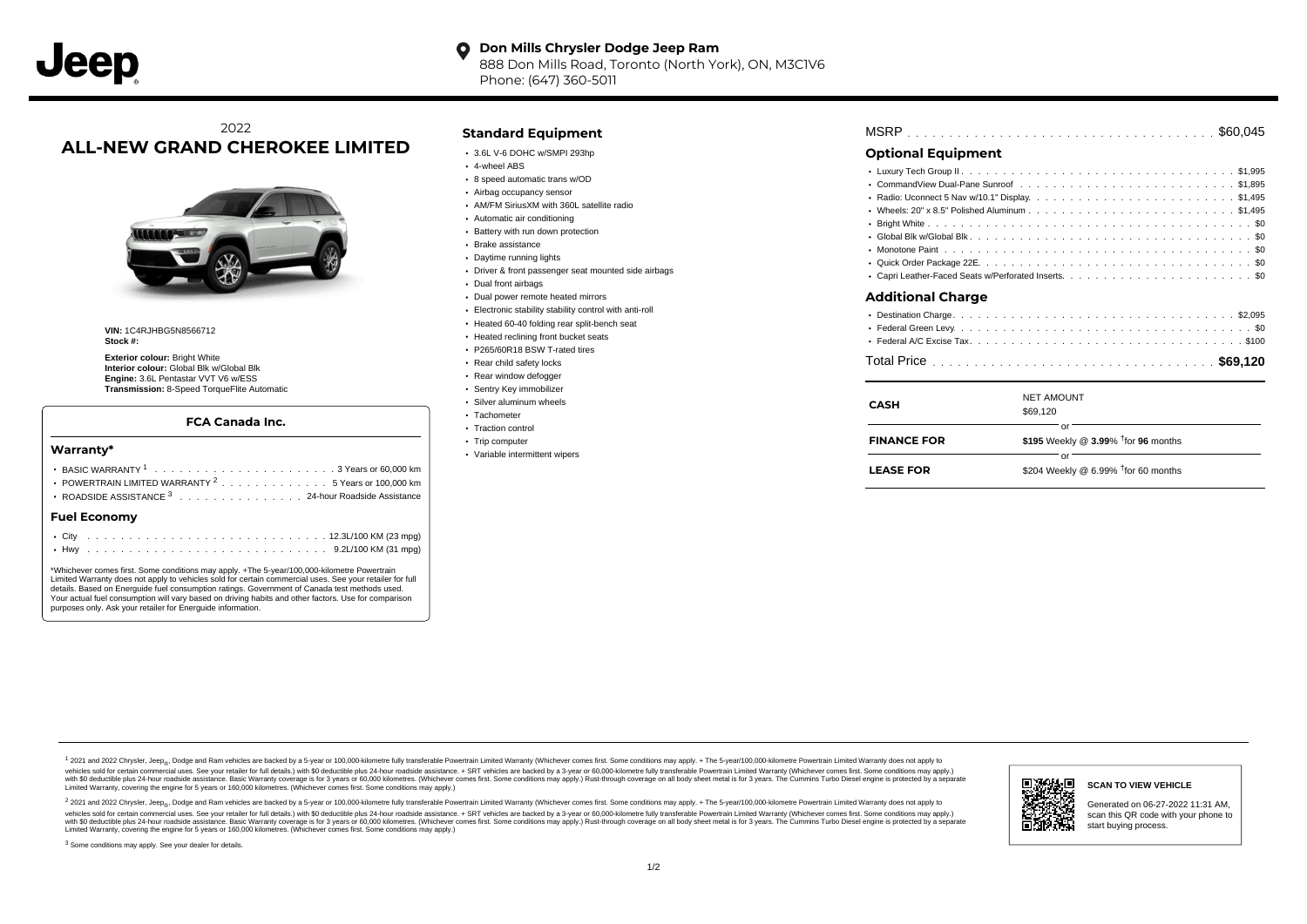Jeep

**Don Mills Chrysler Dodge Jeep Ram**
888 Don Mills Road, Toronto (North York), ON, M3C1V6
Phone: (647) 360-5011

2022
# ALL-NEW GRAND CHEROKEE LIMITED

**VIN:** 1C4RJHBG5N8566712
**Stock #:**

**Exterior colour:** Bright White
**Interior colour:** Global Blk w/Global Blk
**Engine:** 3.6L Pentastar VVT V6 w/ESS
**Transmission:** 8-Speed TorqueFlite Automatic

### FCA Canada Inc.

### Warranty*

- BASIC WARRANTY [1] . . . . . . . . . . 3 Years or 60,000 km
- POWERTRAIN LIMITED WARRANTY [2] . . . . . . . . . . 5 Years or 100,000 km
- ROADSIDE ASSISTANCE [3] . . . . . . . . . . 24-hour Roadside Assistance

### Fuel Economy

- City . . . . . . . . . . 12.3L/100 KM (23 mpg)
- Hwy . . . . . . . . . . 9.2L/100 KM (31 mpg)

*Whichever comes first. Some conditions may apply. +The 5-year/100,000-kilometre Powertrain Limited Warranty does not apply to vehicles sold for certain commercial uses. See your retailer for full details. Based on Energuide fuel consumption ratings. Government of Canada test methods used. Your actual fuel consumption will vary based on driving habits and other factors. Use for comparison purposes only. Ask your retailer for Energuide information.

## Standard Equipment

- 3.6L V-6 DOHC w/SMPI 293hp
- 4-wheel ABS
- 8 speed automatic trans w/OD
- Airbag occupancy sensor
- AM/FM SiriusXM with 360L satellite radio
- Automatic air conditioning
- Battery with run down protection
- Brake assistance
- Daytime running lights
- Driver & front passenger seat mounted side airbags
- Dual front airbags
- Dual power remote heated mirrors
- Electronic stability stability control with anti-roll
- Heated 60-40 folding rear split-bench seat
- Heated reclining front bucket seats
- P265/60R18 BSW T-rated tires
- Rear child safety locks
- Rear window defogger
- Sentry Key immobilizer
- Silver aluminum wheels
- Tachometer
- Traction control
- Trip computer
- Variable intermittent wipers

MSRP . . . . . . . . . . $60,045

## Optional Equipment

- Luxury Tech Group II . . . . . . . . . . $1,995
- CommandView Dual-Pane Sunroof . . . . . . . . . . $1,895
- Radio: Uconnect 5 Nav w/10.1" Display. . . . . . . . . . $1,495
- Wheels: 20" x 8.5" Polished Aluminum . . . . . . . . . . $1,495
- Bright White . . . . . . . . . . $0
- Global Blk w/Global Blk . . . . . . . . . . $0
- Monotone Paint . . . . . . . . . . $0
- Quick Order Package 22E. . . . . . . . . . $0
- Capri Leather-Faced Seats w/Perforated Inserts. . . . . . . . . . $0

## Additional Charge

- Destination Charge . . . . . . . . . . $2,095
- Federal Green Levy . . . . . . . . . . $0
- Federal A/C Excise Tax . . . . . . . . . . $100

Total Price . . . . . . . . . . **$69,120**

| | |
|---|---|
| **CASH** | NET AMOUNT<br>$69,120 |
| | or |
| **FINANCE FOR** | **$195** Weekly @ **3.99**% †for **96** months |
| | or |
| **LEASE FOR** | $204 Weekly @ 6.99% †for 60 months |

[1] 2021 and 2022 Chrysler, Jeep®, Dodge and Ram vehicles are backed by a 5-year or 100,000-kilometre fully transferable Powertrain Limited Warranty (Whichever comes first. Some conditions may apply. + The 5-year/100,000-kilometre Powertrain Limited Warranty does not apply to vehicles sold for certain commercial uses. See your retailer for full details.) with $0 deductible plus 24-hour roadside assistance. + SRT vehicles are backed by a 3-year or 60,000-kilometre fully transferable Powertrain Limited Warranty (Whichever comes first. Some conditions may apply.) with $0 deductible plus 24-hour roadside assistance. Basic Warranty coverage is for 3 years or 60,000 kilometres. (Whichever comes first. Some conditions may apply.) Rust-through coverage on all body sheet metal is for 3 years. The Cummins Turbo Diesel engine is protected by a separate Limited Warranty, covering the engine for 5 years or 160,000 kilometres. (Whichever comes first. Some conditions may apply.)

[2] 2021 and 2022 Chrysler, Jeep®, Dodge and Ram vehicles are backed by a 5-year or 100,000-kilometre fully transferable Powertrain Limited Warranty (Whichever comes first. Some conditions may apply. + The 5-year/100,000-kilometre Powertrain Limited Warranty does not apply to vehicles sold for certain commercial uses. See your retailer for full details.) with $0 deductible plus 24-hour roadside assistance. + SRT vehicles are backed by a 3-year or 60,000-kilometre fully transferable Powertrain Limited Warranty (Whichever comes first. Some conditions may apply.) with $0 deductible plus 24-hour roadside assistance. Basic Warranty coverage is for 3 years or 60,000 kilometres. (Whichever comes first. Some conditions may apply.) Rust-through coverage on all body sheet metal is for 3 years. The Cummins Turbo Diesel engine is protected by a separate Limited Warranty, covering the engine for 5 years or 160,000 kilometres. (Whichever comes first. Some conditions may apply.)

[3] Some conditions may apply. See your dealer for details.

**SCAN TO VIEW VEHICLE**

Generated on 06-27-2022 11:31 AM, scan this QR code with your phone to start buying process.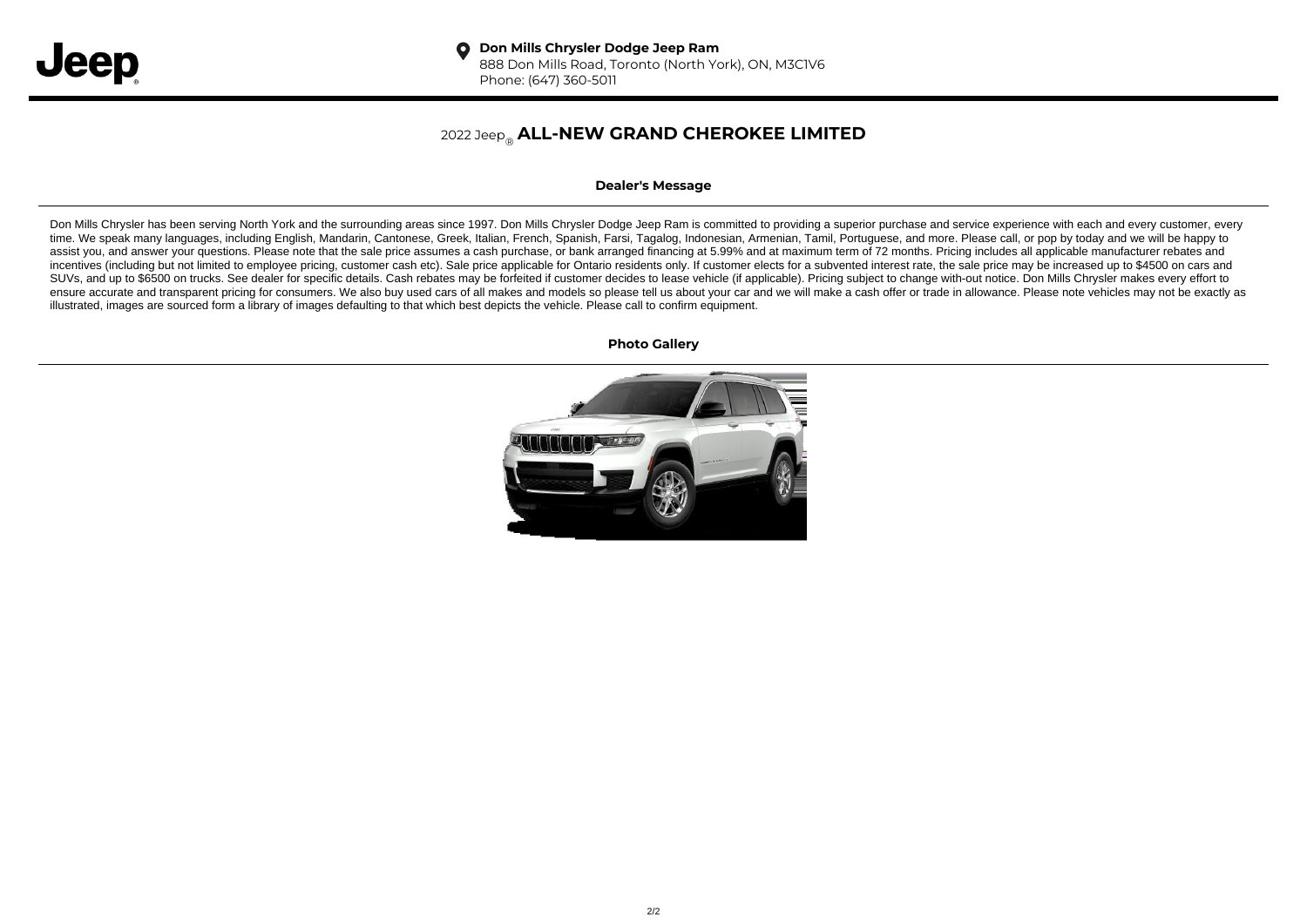**Jeep**

**Don Mills Chrysler Dodge Jeep Ram**
888 Don Mills Road, Toronto (North York), ON, M3C1V6
Phone: (647) 360-5011

# 2022 Jeep® ALL-NEW GRAND CHEROKEE LIMITED

## Dealer's Message

Don Mills Chrysler has been serving North York and the surrounding areas since 1997. Don Mills Chrysler Dodge Jeep Ram is committed to providing a superior purchase and service experience with each and every customer, every time. We speak many languages, including English, Mandarin, Cantonese, Greek, Italian, French, Spanish, Farsi, Tagalog, Indonesian, Armenian, Tamil, Portuguese, and more. Please call, or pop by today and we will be happy to assist you, and answer your questions. Please note that the sale price assumes a cash purchase, or bank arranged financing at 5.99% and at maximum term of 72 months. Pricing includes all applicable manufacturer rebates and incentives (including but not limited to employee pricing, customer cash etc). Sale price applicable for Ontario residents only. If customer elects for a subvented interest rate, the sale price may be increased up to $4500 on cars and SUVs, and up to $6500 on trucks. See dealer for specific details. Cash rebates may be forfeited if customer decides to lease vehicle (if applicable). Pricing subject to change with-out notice. Don Mills Chrysler makes every effort to ensure accurate and transparent pricing for consumers. We also buy used cars of all makes and models so please tell us about your car and we will make a cash offer or trade in allowance. Please note vehicles may not be exactly as illustrated, images are sourced form a library of images defaulting to that which best depicts the vehicle. Please call to confirm equipment.

## Photo Gallery